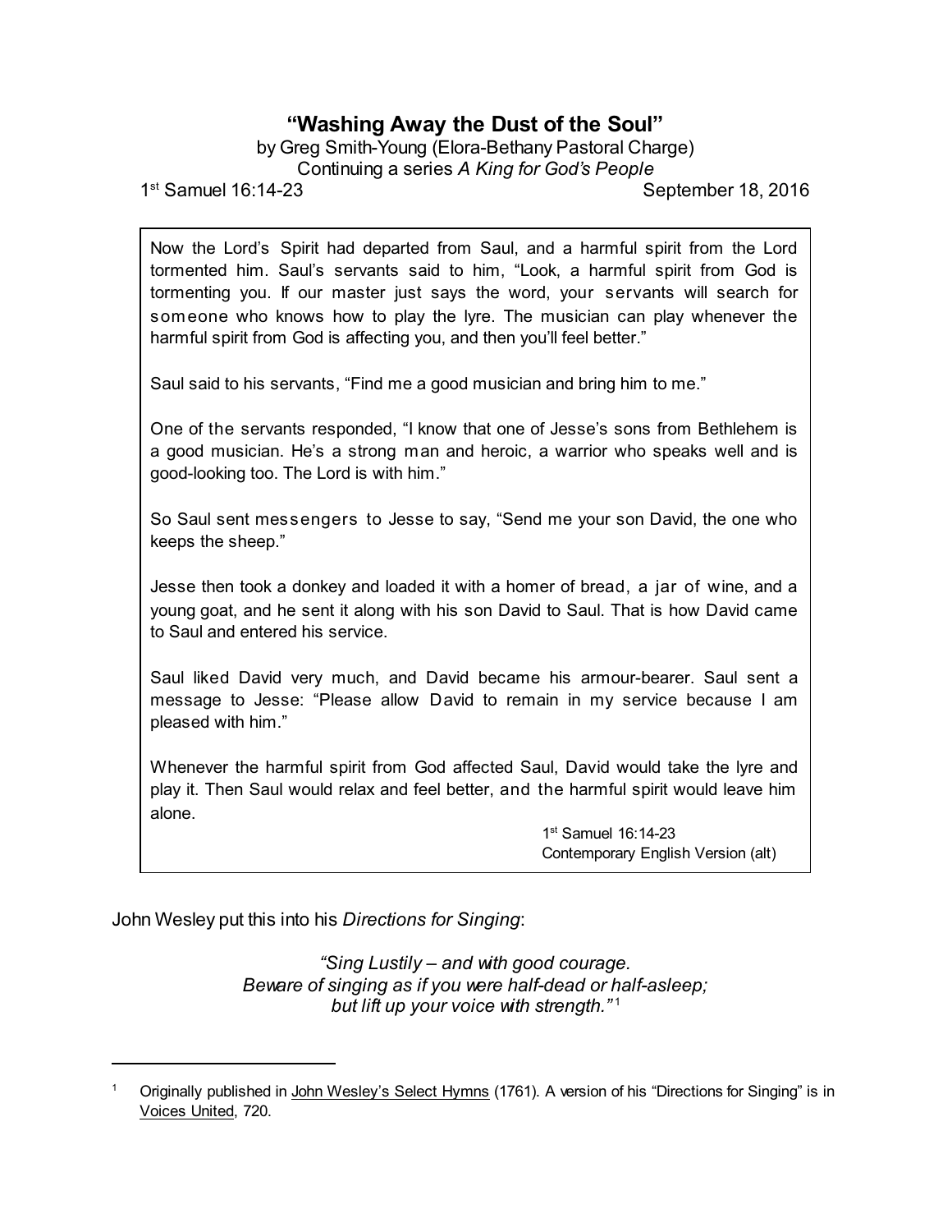# "Washing Away the Dust of the Soul"

by Greg Smith-Young (Elora-Bethany Pastoral Charge)
Continuing a series *A King for God's People*

1st Samuel 16:14-23 September 18, 2016

> Now the Lord's Spirit had departed from Saul, and a harmful spirit from the Lord tormented him. Saul's servants said to him, "Look, a harmful spirit from God is tormenting you. If our master just says the word, your servants will search for someone who knows how to play the lyre. The musician can play whenever the harmful spirit from God is affecting you, and then you'll feel better."
>
> Saul said to his servants, "Find me a good musician and bring him to me."
>
> One of the servants responded, "I know that one of Jesse's sons from Bethlehem is a good musician. He's a strong man and heroic, a warrior who speaks well and is good-looking too. The Lord is with him."
>
> So Saul sent messengers to Jesse to say, "Send me your son David, the one who keeps the sheep."
>
> Jesse then took a donkey and loaded it with a homer of bread, a jar of wine, and a young goat, and he sent it along with his son David to Saul. That is how David came to Saul and entered his service.
>
> Saul liked David very much, and David became his armour-bearer. Saul sent a message to Jesse: "Please allow David to remain in my service because I am pleased with him."
>
> Whenever the harmful spirit from God affected Saul, David would take the lyre and play it. Then Saul would relax and feel better, and the harmful spirit would leave him alone.
>
> 1st Samuel 16:14-23
> Contemporary English Version (alt)

John Wesley put this into his *Directions for Singing*:

> *"Sing Lustily – and with good courage.*
> *Beware of singing as if you were half-dead or half-asleep;*
> *but lift up your voice with strength."*[1]

---

[1] Originally published in John Wesley's Select Hymns (1761). A version of his "Directions for Singing" is in Voices United, 720.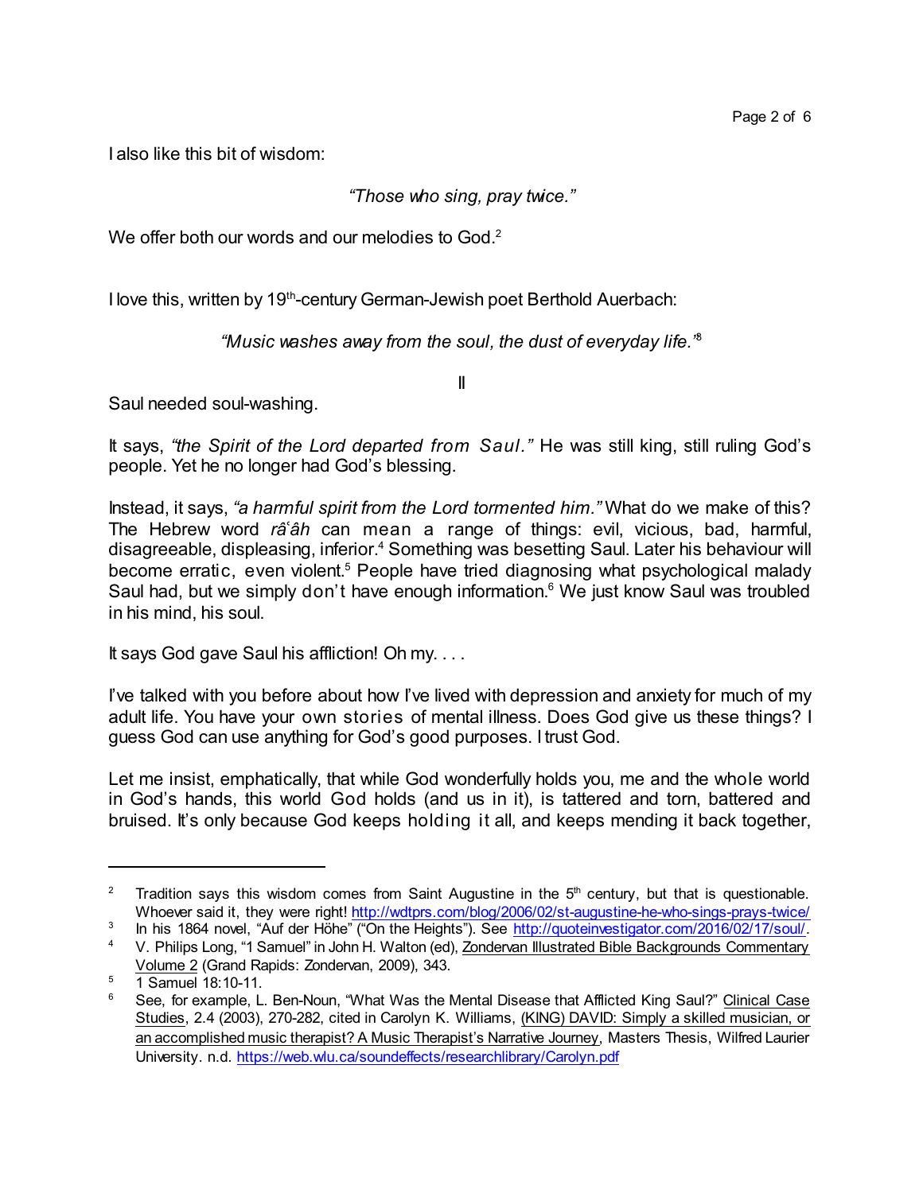I also like this bit of wisdom:

*"Those who sing, pray twice."*

We offer both our words and our melodies to God.[2]

I love this, written by 19th-century German-Jewish poet Berthold Auerbach:

*"Music washes away from the soul, the dust of everyday life."*[3]

II

Saul needed soul-washing.

It says, *"the Spirit of the Lord departed from Saul."* He was still king, still ruling God's people. Yet he no longer had God's blessing.

Instead, it says, *"a harmful spirit from the Lord tormented him."* What do we make of this? The Hebrew word *râʿâh* can mean a range of things: evil, vicious, bad, harmful, disagreeable, displeasing, inferior.[4] Something was besetting Saul. Later his behaviour will become erratic, even violent.[5] People have tried diagnosing what psychological malady Saul had, but we simply don't have enough information.[6] We just know Saul was troubled in his mind, his soul.

It says God gave Saul his affliction! Oh my. . . .

I've talked with you before about how I've lived with depression and anxiety for much of my adult life. You have your own stories of mental illness. Does God give us these things? I guess God can use anything for God's good purposes. I trust God.

Let me insist, emphatically, that while God wonderfully holds you, me and the whole world in God's hands, this world God holds (and us in it), is tattered and torn, battered and bruised. It's only because God keeps holding it all, and keeps mending it back together,

---

[2] Tradition says this wisdom comes from Saint Augustine in the 5th century, but that is questionable. Whoever said it, they were right! http://wdtprs.com/blog/2006/02/st-augustine-he-who-sings-prays-twice/

[3] In his 1864 novel, "Auf der Höhe" ("On the Heights"). See http://quoteinvestigator.com/2016/02/17/soul/.

[4] V. Philips Long, "1 Samuel" in John H. Walton (ed), Zondervan Illustrated Bible Backgrounds Commentary Volume 2 (Grand Rapids: Zondervan, 2009), 343.

[5] 1 Samuel 18:10-11.

[6] See, for example, L. Ben-Noun, "What Was the Mental Disease that Afflicted King Saul?" Clinical Case Studies, 2.4 (2003), 270-282, cited in Carolyn K. Williams, (KING) DAVID: Simply a skilled musician, or an accomplished music therapist? A Music Therapist's Narrative Journey, Masters Thesis, Wilfred Laurier University. n.d. https://web.wlu.ca/soundeffects/researchlibrary/Carolyn.pdf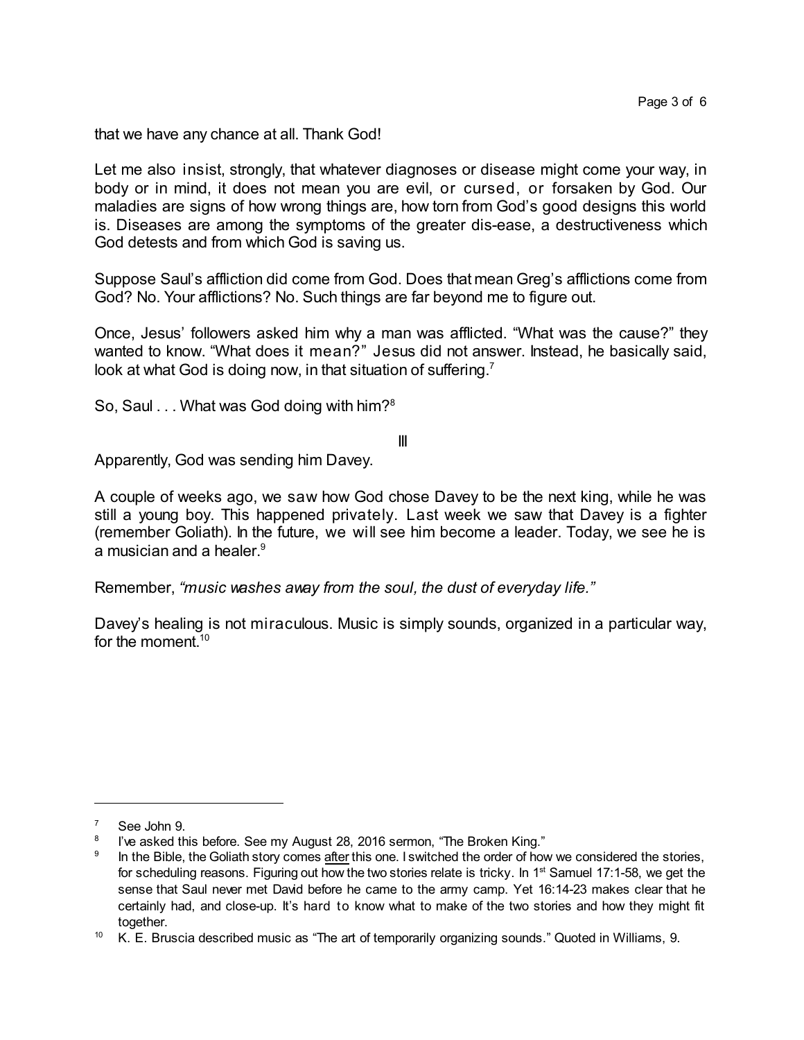that we have any chance at all. Thank God!

Let me also insist, strongly, that whatever diagnoses or disease might come your way, in body or in mind, it does not mean you are evil, or cursed, or forsaken by God. Our maladies are signs of how wrong things are, how torn from God's good designs this world is. Diseases are among the symptoms of the greater dis-ease, a destructiveness which God detests and from which God is saving us.

Suppose Saul's affliction did come from God. Does that mean Greg's afflictions come from God? No. Your afflictions? No. Such things are far beyond me to figure out.

Once, Jesus' followers asked him why a man was afflicted. "What was the cause?" they wanted to know. "What does it mean?" Jesus did not answer. Instead, he basically said, look at what God is doing now, in that situation of suffering.[7]

So, Saul . . . What was God doing with him?[8]

III

Apparently, God was sending him Davey.

A couple of weeks ago, we saw how God chose Davey to be the next king, while he was still a young boy. This happened privately. Last week we saw that Davey is a fighter (remember Goliath). In the future, we will see him become a leader. Today, we see he is a musician and a healer.[9]

Remember, *"music washes away from the soul, the dust of everyday life."*

Davey's healing is not miraculous. Music is simply sounds, organized in a particular way, for the moment.[10]

---

[7] See John 9.

[8] I've asked this before. See my August 28, 2016 sermon, "The Broken King."

[9] In the Bible, the Goliath story comes <u>after</u> this one. I switched the order of how we considered the stories, for scheduling reasons. Figuring out how the two stories relate is tricky. In 1st Samuel 17:1-58, we get the sense that Saul never met David before he came to the army camp. Yet 16:14-23 makes clear that he certainly had, and close-up. It's hard to know what to make of the two stories and how they might fit together.

[10] K. E. Bruscia described music as "The art of temporarily organizing sounds." Quoted in Williams, 9.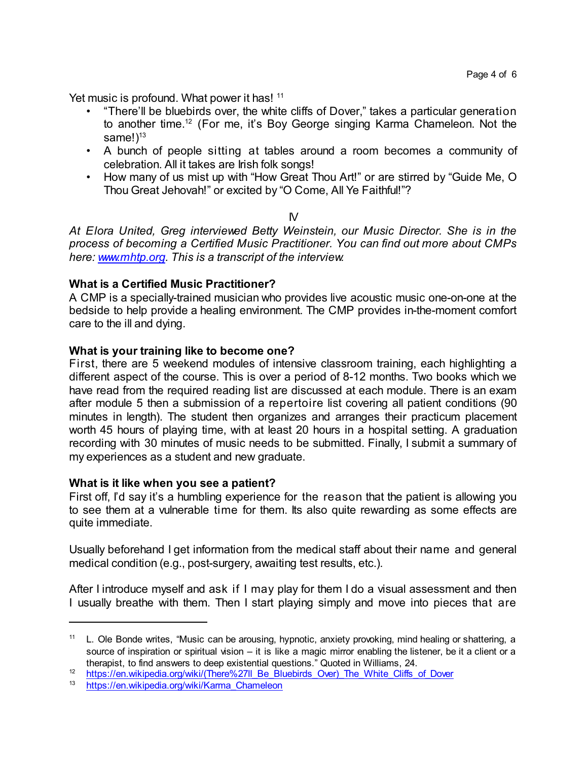Yet music is profound. What power it has! [11]

- "There'll be bluebirds over, the white cliffs of Dover," takes a particular generation to another time.[12] (For me, it's Boy George singing Karma Chameleon. Not the same!)[13]
- A bunch of people sitting at tables around a room becomes a community of celebration. All it takes are Irish folk songs!
- How many of us mist up with "How Great Thou Art!" or are stirred by "Guide Me, O Thou Great Jehovah!" or excited by "O Come, All Ye Faithful!"?

IV

*At Elora United, Greg interviewed Betty Weinstein, our Music Director. She is in the process of becoming a Certified Music Practitioner. You can find out more about CMPs here: [www.mhtp.org](http://www.mhtp.org). This is a transcript of the interview.*

**What is a Certified Music Practitioner?**
A CMP is a specially-trained musician who provides live acoustic music one-on-one at the bedside to help provide a healing environment. The CMP provides in-the-moment comfort care to the ill and dying.

**What is your training like to become one?**
First, there are 5 weekend modules of intensive classroom training, each highlighting a different aspect of the course. This is over a period of 8-12 months. Two books which we have read from the required reading list are discussed at each module. There is an exam after module 5 then a submission of a repertoire list covering all patient conditions (90 minutes in length). The student then organizes and arranges their practicum placement worth 45 hours of playing time, with at least 20 hours in a hospital setting. A graduation recording with 30 minutes of music needs to be submitted. Finally, I submit a summary of my experiences as a student and new graduate.

**What is it like when you see a patient?**
First off, I'd say it's a humbling experience for the reason that the patient is allowing you to see them at a vulnerable time for them. Its also quite rewarding as some effects are quite immediate.

Usually beforehand I get information from the medical staff about their name and general medical condition (e.g., post-surgery, awaiting test results, etc.).

After I introduce myself and ask if I may play for them I do a visual assessment and then I usually breathe with them. Then I start playing simply and move into pieces that are

---

[11] L. Ole Bonde writes, "Music can be arousing, hypnotic, anxiety provoking, mind healing or shattering, a source of inspiration or spiritual vision – it is like a magic mirror enabling the listener, be it a client or a therapist, to find answers to deep existential questions." Quoted in Williams, 24.

[12] [https://en.wikipedia.org/wiki/(There%27ll_Be_Bluebirds_Over)_The_White_Cliffs_of_Dover](https://en.wikipedia.org/wiki/(There%27ll_Be_Bluebirds_Over)_The_White_Cliffs_of_Dover)

[13] [https://en.wikipedia.org/wiki/Karma_Chameleon](https://en.wikipedia.org/wiki/Karma_Chameleon)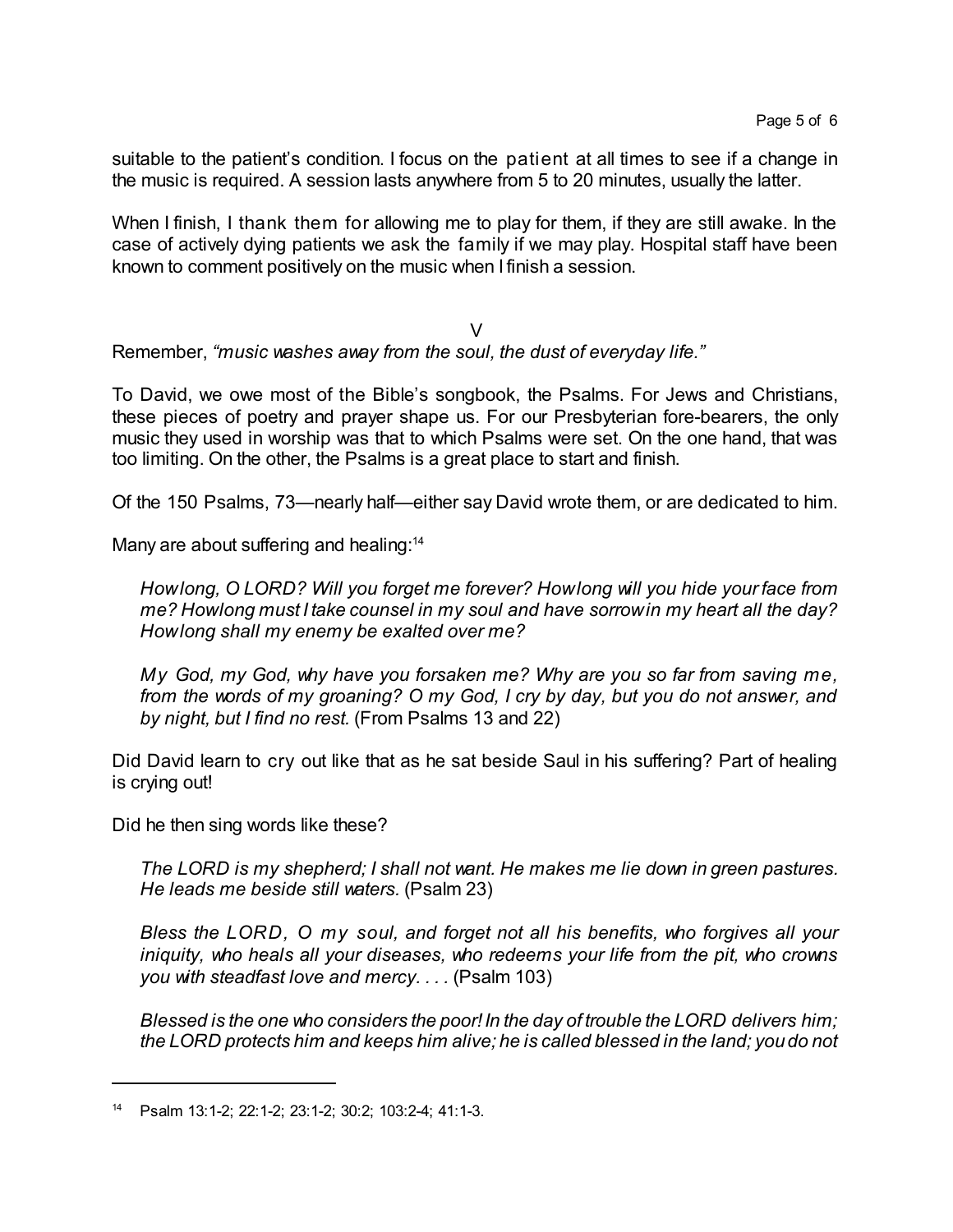suitable to the patient's condition. I focus on the patient at all times to see if a change in the music is required. A session lasts anywhere from 5 to 20 minutes, usually the latter.

When I finish, I thank them for allowing me to play for them, if they are still awake. In the case of actively dying patients we ask the family if we may play. Hospital staff have been known to comment positively on the music when I finish a session.

## V

Remember, *"music washes away from the soul, the dust of everyday life."*

To David, we owe most of the Bible's songbook, the Psalms. For Jews and Christians, these pieces of poetry and prayer shape us. For our Presbyterian fore-bearers, the only music they used in worship was that to which Psalms were set. On the one hand, that was too limiting. On the other, the Psalms is a great place to start and finish.

Of the 150 Psalms, 73—nearly half—either say David wrote them, or are dedicated to him.

Many are about suffering and healing:[14]

> *How long, O LORD? Will you forget me forever? How long will you hide your face from me? How long must I take counsel in my soul and have sorrow in my heart all the day? How long shall my enemy be exalted over me?*
>
> *My God, my God, why have you forsaken me? Why are you so far from saving me, from the words of my groaning? O my God, I cry by day, but you do not answer, and by night, but I find no rest.* (From Psalms 13 and 22)

Did David learn to cry out like that as he sat beside Saul in his suffering? Part of healing is crying out!

Did he then sing words like these?

> *The LORD is my shepherd; I shall not want. He makes me lie down in green pastures. He leads me beside still waters.* (Psalm 23)
>
> *Bless the LORD, O my soul, and forget not all his benefits, who forgives all your iniquity, who heals all your diseases, who redeems your life from the pit, who crowns you with steadfast love and mercy. . . .* (Psalm 103)
>
> *Blessed is the one who considers the poor! In the day of trouble the LORD delivers him; the LORD protects him and keeps him alive; he is called blessed in the land; you do not*

---

[14] Psalm 13:1-2; 22:1-2; 23:1-2; 30:2; 103:2-4; 41:1-3.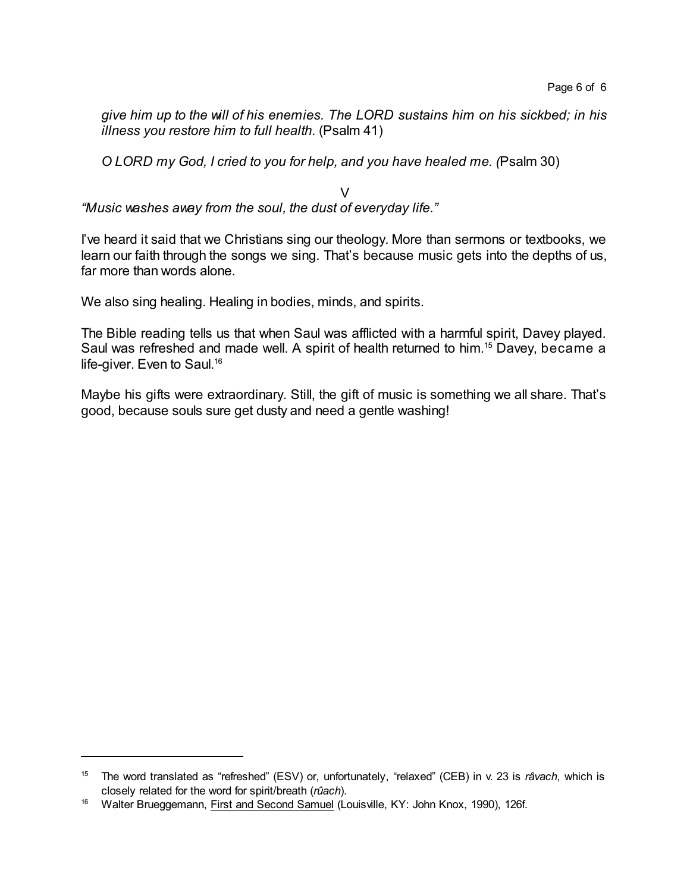*give him up to the will of his enemies. The LORD sustains him on his sickbed; in his illness you restore him to full health.* (Psalm 41)

*O LORD my God, I cried to you for help, and you have healed me. (*Psalm 30)

V

*"Music washes away from the soul, the dust of everyday life."*

I've heard it said that we Christians sing our theology. More than sermons or textbooks, we learn our faith through the songs we sing. That's because music gets into the depths of us, far more than words alone.

We also sing healing. Healing in bodies, minds, and spirits.

The Bible reading tells us that when Saul was afflicted with a harmful spirit, Davey played. Saul was refreshed and made well. A spirit of health returned to him.[15] Davey, became a life-giver. Even to Saul.[16]

Maybe his gifts were extraordinary. Still, the gift of music is something we all share. That's good, because souls sure get dusty and need a gentle washing!

---

[15] The word translated as "refreshed" (ESV) or, unfortunately, "relaxed" (CEB) in v. 23 is *râvach*, which is closely related for the word for spirit/breath (*rûach*).

[16] Walter Brueggemann, First and Second Samuel (Louisville, KY: John Knox, 1990), 126f.